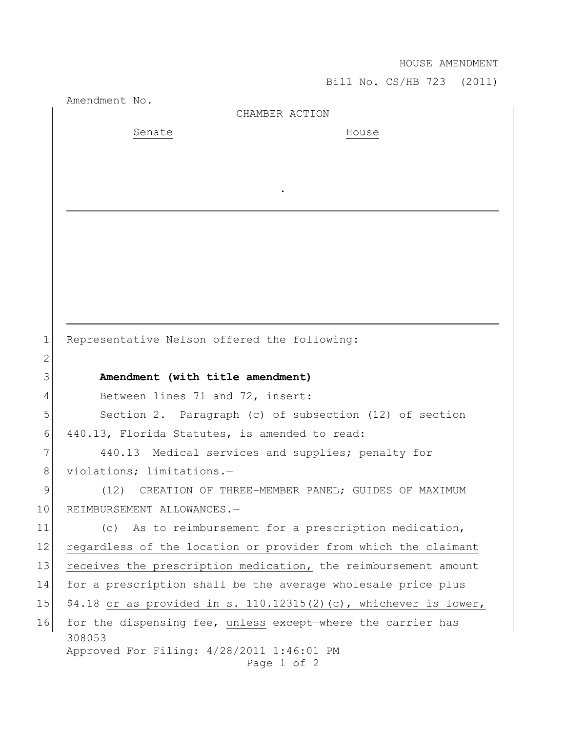HOUSE AMENDMENT

Bill No. CS/HB 723 (2011)

Amendment No.

CHAMBER ACTION

Senate House

.

Representative Nelson offered the following:

**Amendment (with title amendment)**

Between lines 71 and 72, insert:

Section 2. Paragraph (c) of subsection (12) of section 440.13, Florida Statutes, is amended to read:

440.13 Medical services and supplies; penalty for violations; limitations.—

(12) CREATION OF THREE-MEMBER PANEL; GUIDES OF MAXIMUM REIMBURSEMENT ALLOWANCES.—

(c) As to reimbursement for a prescription medication, <u>regardless of the location or provider from which the claimant receives the prescription medication,</u> the reimbursement amount for a prescription shall be the average wholesale price plus $4.18 <u>or as provided in s. 110.12315(2)(c), whichever is lower,</u> for the dispensing fee, <u>unless</u> ~~except where~~ the carrier has

308053

Approved For Filing: 4/28/2011 1:46:01 PM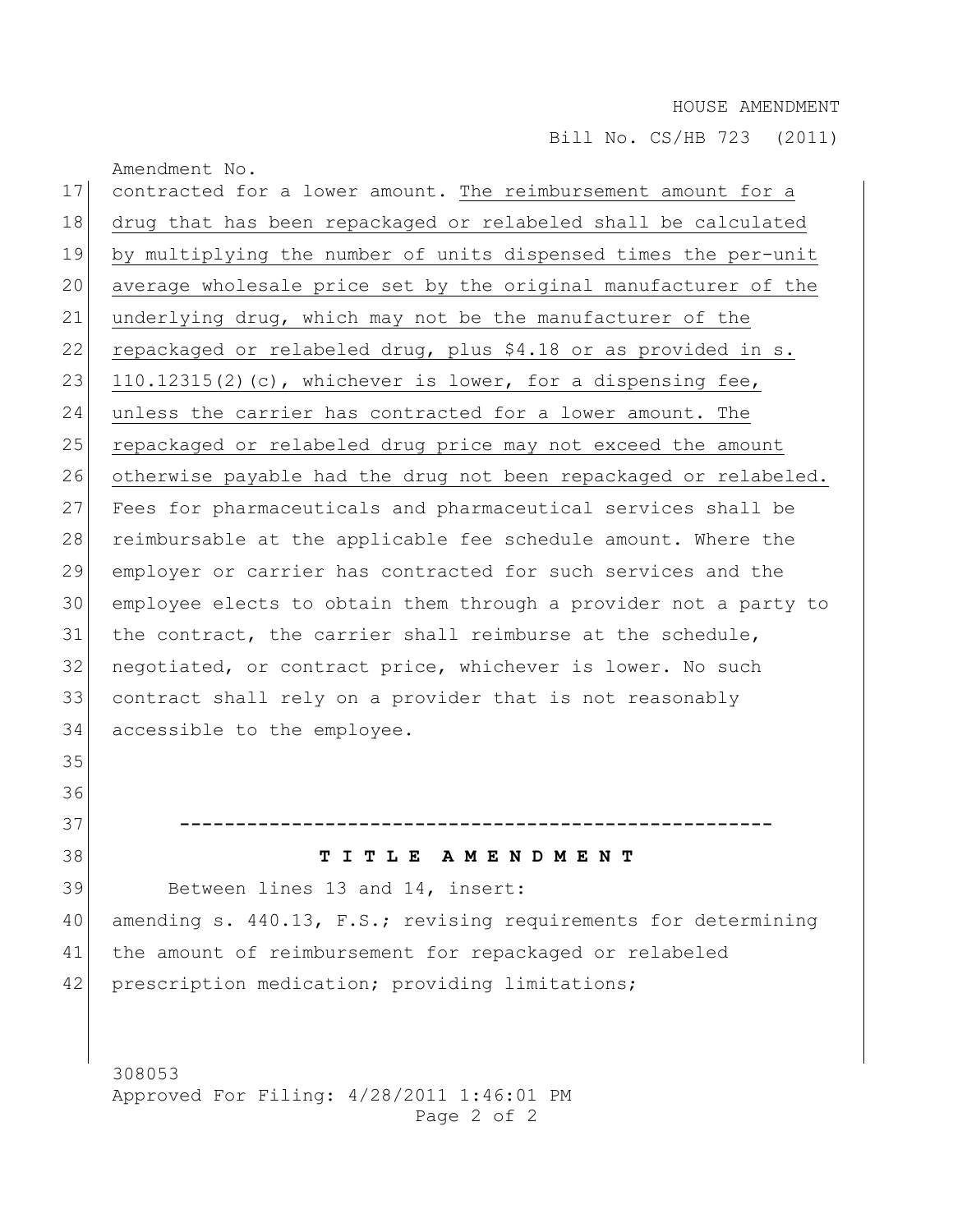contracted for a lower amount. The reimbursement amount for a drug that has been repackaged or relabeled shall be calculated by multiplying the number of units dispensed times the per-unit average wholesale price set by the original manufacturer of the underlying drug, which may not be the manufacturer of the repackaged or relabeled drug, plus $4.18 or as provided in s. 110.12315(2)(c), whichever is lower, for a dispensing fee, unless the carrier has contracted for a lower amount. The repackaged or relabeled drug price may not exceed the amount otherwise payable had the drug not been repackaged or relabeled. Fees for pharmaceuticals and pharmaceutical services shall be reimbursable at the applicable fee schedule amount. Where the employer or carrier has contracted for such services and the employee elects to obtain them through a provider not a party to the contract, the carrier shall reimburse at the schedule, negotiated, or contract price, whichever is lower. No such contract shall rely on a provider that is not reasonably accessible to the employee.

-----------------------------------------------------

**T I T L E A M E N D M E N T**

Between lines 13 and 14, insert:

amending s. 440.13, F.S.; revising requirements for determining the amount of reimbursement for repackaged or relabeled prescription medication; providing limitations;

308053
Approved For Filing: 4/28/2011 1:46:01 PM